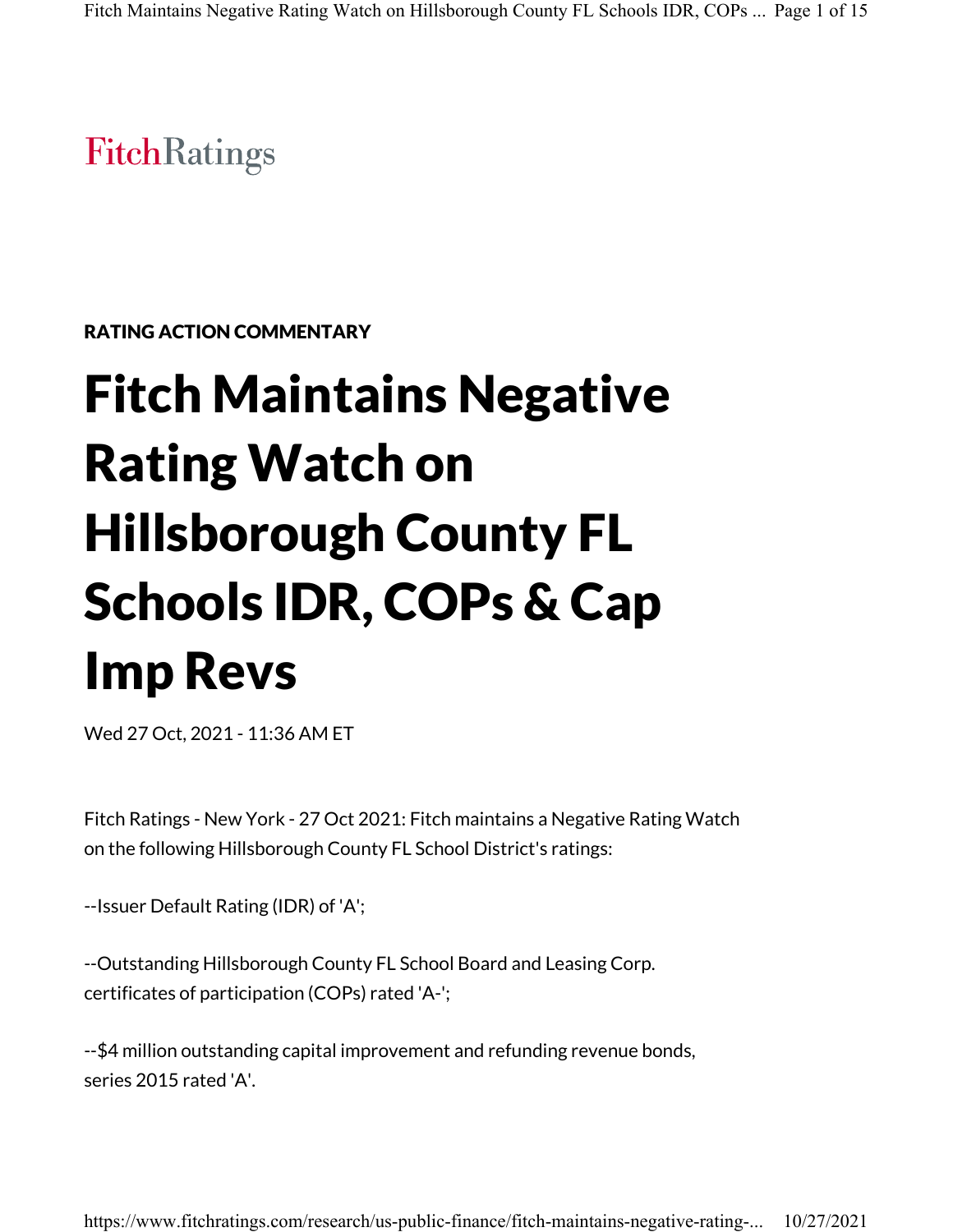FitchRatings

**RATING ACTION COMMENTARY**

# Fitch Maintains Negative Rating Watch on Hillsborough County FL Schools IDR, COPs & Cap Imp Revs

Wed 27 Oct, 2021 - 11:36 AM ET

Fitch Ratings - New York - 27 Oct 2021: Fitch maintains a Negative Rating Watch on the following Hillsborough County FL School District's ratings:

--Issuer Default Rating (IDR) of 'A';

--Outstanding Hillsborough County FL School Board and Leasing Corp. certificates of participation (COPs) rated 'A-';

--$4 million outstanding capital improvement and refunding revenue bonds, series 2015 rated 'A'.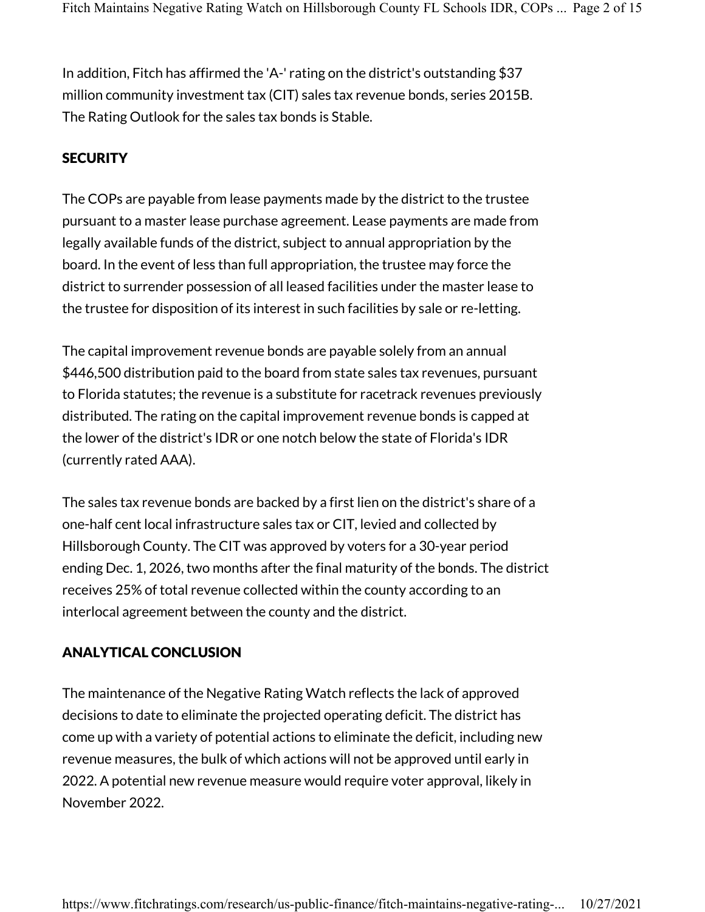In addition, Fitch has affirmed the 'A-' rating on the district's outstanding $37 million community investment tax (CIT) sales tax revenue bonds, series 2015B. The Rating Outlook for the sales tax bonds is Stable.

## SECURITY

The COPs are payable from lease payments made by the district to the trustee pursuant to a master lease purchase agreement. Lease payments are made from legally available funds of the district, subject to annual appropriation by the board. In the event of less than full appropriation, the trustee may force the district to surrender possession of all leased facilities under the master lease to the trustee for disposition of its interest in such facilities by sale or re-letting.

The capital improvement revenue bonds are payable solely from an annual $446,500 distribution paid to the board from state sales tax revenues, pursuant to Florida statutes; the revenue is a substitute for racetrack revenues previously distributed. The rating on the capital improvement revenue bonds is capped at the lower of the district's IDR or one notch below the state of Florida's IDR (currently rated AAA).

The sales tax revenue bonds are backed by a first lien on the district's share of a one-half cent local infrastructure sales tax or CIT, levied and collected by Hillsborough County. The CIT was approved by voters for a 30-year period ending Dec. 1, 2026, two months after the final maturity of the bonds. The district receives 25% of total revenue collected within the county according to an interlocal agreement between the county and the district.

## ANALYTICAL CONCLUSION

The maintenance of the Negative Rating Watch reflects the lack of approved decisions to date to eliminate the projected operating deficit. The district has come up with a variety of potential actions to eliminate the deficit, including new revenue measures, the bulk of which actions will not be approved until early in 2022. A potential new revenue measure would require voter approval, likely in November 2022.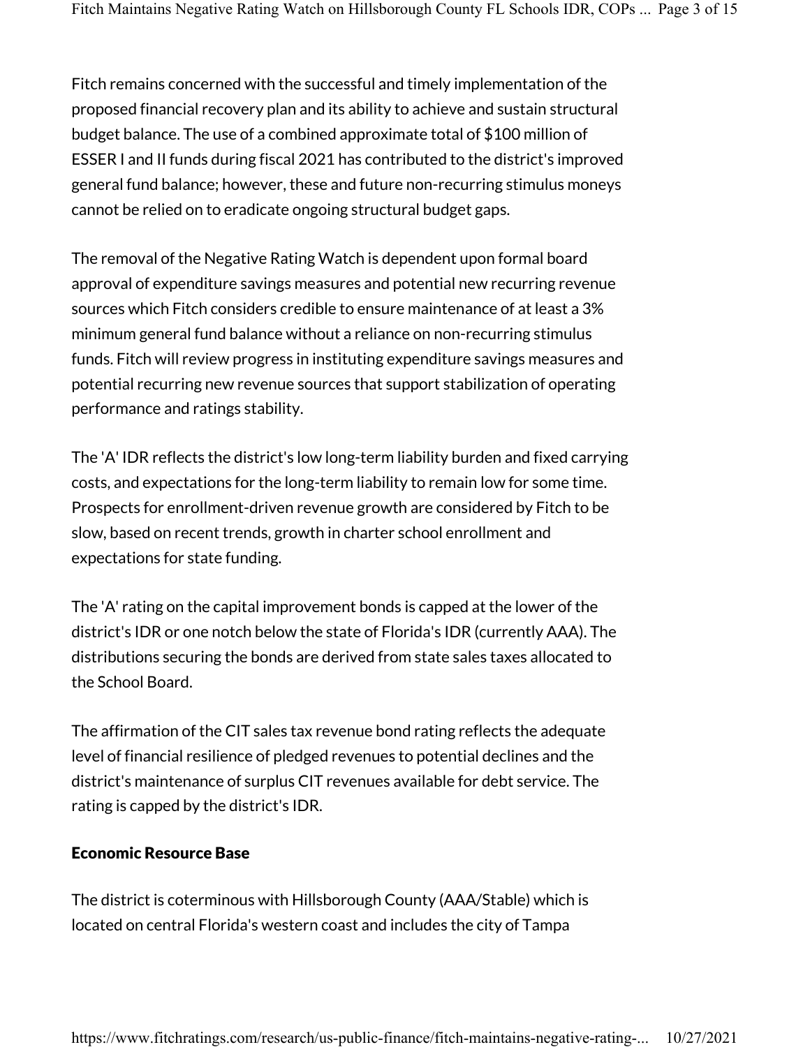Fitch remains concerned with the successful and timely implementation of the proposed financial recovery plan and its ability to achieve and sustain structural budget balance. The use of a combined approximate total of $100 million of ESSER I and II funds during fiscal 2021 has contributed to the district's improved general fund balance; however, these and future non-recurring stimulus moneys cannot be relied on to eradicate ongoing structural budget gaps.

The removal of the Negative Rating Watch is dependent upon formal board approval of expenditure savings measures and potential new recurring revenue sources which Fitch considers credible to ensure maintenance of at least a 3% minimum general fund balance without a reliance on non-recurring stimulus funds. Fitch will review progress in instituting expenditure savings measures and potential recurring new revenue sources that support stabilization of operating performance and ratings stability.

The 'A' IDR reflects the district's low long-term liability burden and fixed carrying costs, and expectations for the long-term liability to remain low for some time. Prospects for enrollment-driven revenue growth are considered by Fitch to be slow, based on recent trends, growth in charter school enrollment and expectations for state funding.

The 'A' rating on the capital improvement bonds is capped at the lower of the district's IDR or one notch below the state of Florida's IDR (currently AAA). The distributions securing the bonds are derived from state sales taxes allocated to the School Board.

The affirmation of the CIT sales tax revenue bond rating reflects the adequate level of financial resilience of pledged revenues to potential declines and the district's maintenance of surplus CIT revenues available for debt service. The rating is capped by the district's IDR.

## Economic Resource Base

The district is coterminous with Hillsborough County (AAA/Stable) which is located on central Florida's western coast and includes the city of Tampa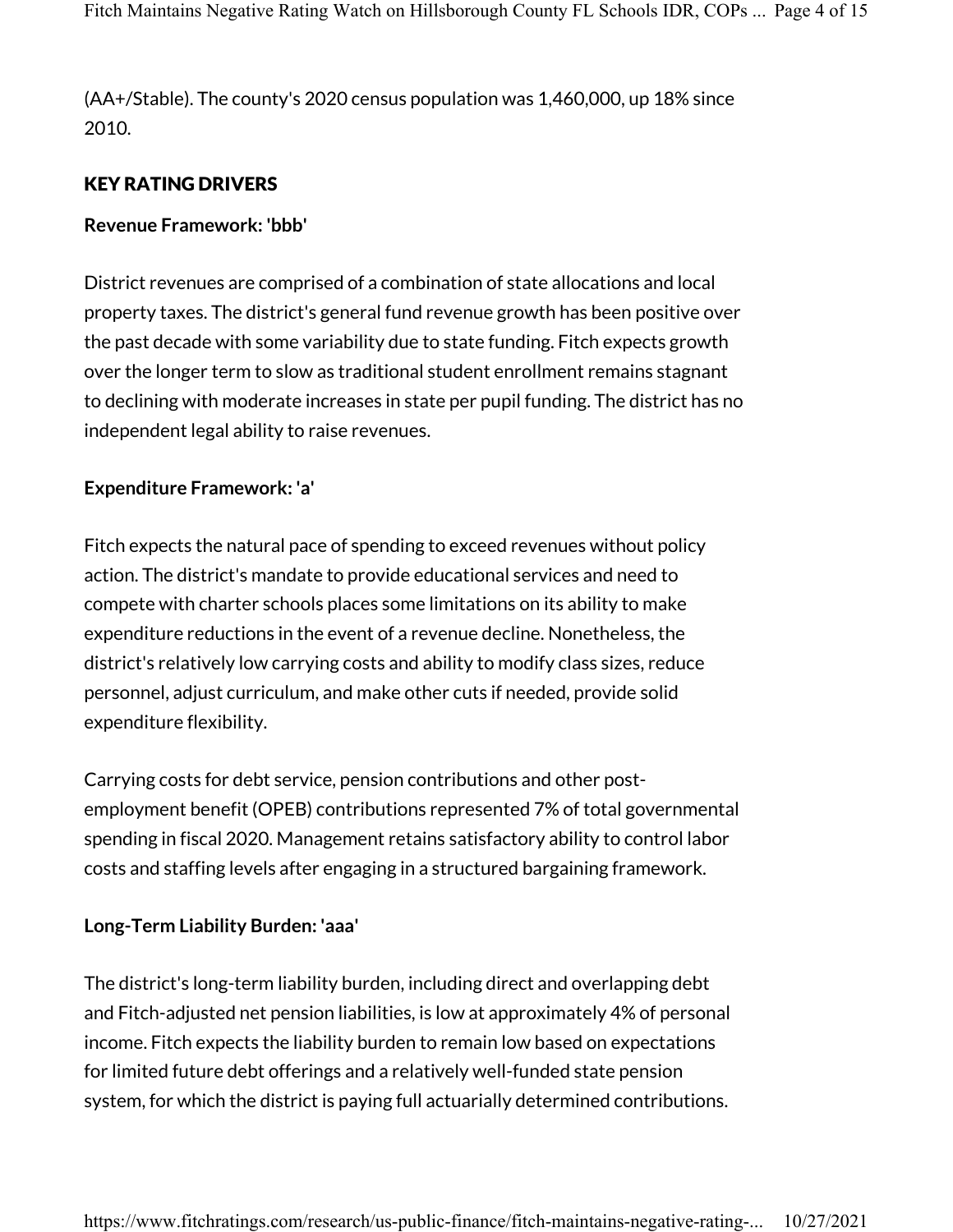(AA+/Stable). The county's 2020 census population was 1,460,000, up 18% since 2010.

## KEY RATING DRIVERS

**Revenue Framework: 'bbb'**

District revenues are comprised of a combination of state allocations and local property taxes. The district's general fund revenue growth has been positive over the past decade with some variability due to state funding. Fitch expects growth over the longer term to slow as traditional student enrollment remains stagnant to declining with moderate increases in state per pupil funding. The district has no independent legal ability to raise revenues.

**Expenditure Framework: 'a'**

Fitch expects the natural pace of spending to exceed revenues without policy action. The district's mandate to provide educational services and need to compete with charter schools places some limitations on its ability to make expenditure reductions in the event of a revenue decline. Nonetheless, the district's relatively low carrying costs and ability to modify class sizes, reduce personnel, adjust curriculum, and make other cuts if needed, provide solid expenditure flexibility.

Carrying costs for debt service, pension contributions and other post-employment benefit (OPEB) contributions represented 7% of total governmental spending in fiscal 2020. Management retains satisfactory ability to control labor costs and staffing levels after engaging in a structured bargaining framework.

**Long-Term Liability Burden: 'aaa'**

The district's long-term liability burden, including direct and overlapping debt and Fitch-adjusted net pension liabilities, is low at approximately 4% of personal income. Fitch expects the liability burden to remain low based on expectations for limited future debt offerings and a relatively well-funded state pension system, for which the district is paying full actuarially determined contributions.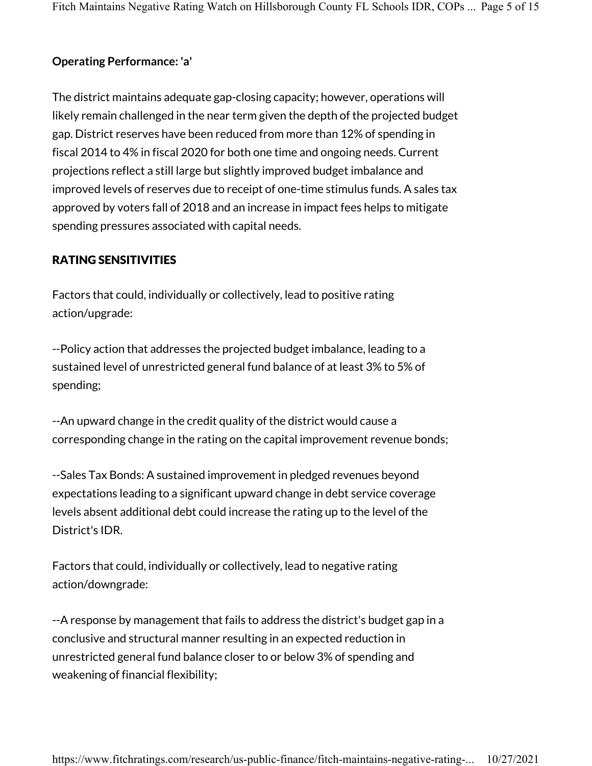**Operating Performance: 'a'**

The district maintains adequate gap-closing capacity; however, operations will likely remain challenged in the near term given the depth of the projected budget gap. District reserves have been reduced from more than 12% of spending in fiscal 2014 to 4% in fiscal 2020 for both one time and ongoing needs. Current projections reflect a still large but slightly improved budget imbalance and improved levels of reserves due to receipt of one-time stimulus funds. A sales tax approved by voters fall of 2018 and an increase in impact fees helps to mitigate spending pressures associated with capital needs.

## RATING SENSITIVITIES

Factors that could, individually or collectively, lead to positive rating action/upgrade:

--Policy action that addresses the projected budget imbalance, leading to a sustained level of unrestricted general fund balance of at least 3% to 5% of spending;

--An upward change in the credit quality of the district would cause a corresponding change in the rating on the capital improvement revenue bonds;

--Sales Tax Bonds: A sustained improvement in pledged revenues beyond expectations leading to a significant upward change in debt service coverage levels absent additional debt could increase the rating up to the level of the District's IDR.

Factors that could, individually or collectively, lead to negative rating action/downgrade:

--A response by management that fails to address the district's budget gap in a conclusive and structural manner resulting in an expected reduction in unrestricted general fund balance closer to or below 3% of spending and weakening of financial flexibility;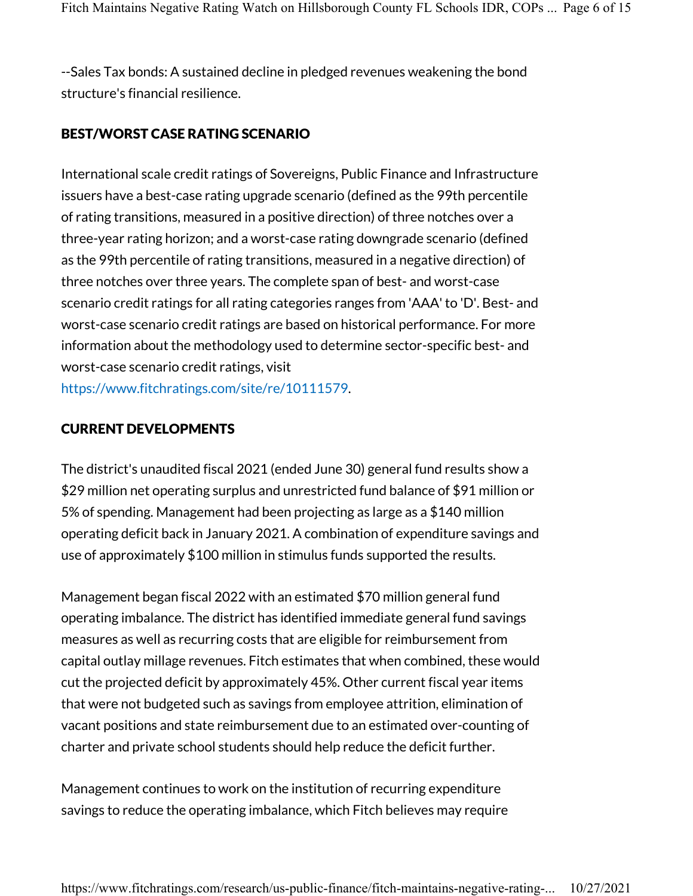--Sales Tax bonds: A sustained decline in pledged revenues weakening the bond structure's financial resilience.

## BEST/WORST CASE RATING SCENARIO

International scale credit ratings of Sovereigns, Public Finance and Infrastructure issuers have a best-case rating upgrade scenario (defined as the 99th percentile of rating transitions, measured in a positive direction) of three notches over a three-year rating horizon; and a worst-case rating downgrade scenario (defined as the 99th percentile of rating transitions, measured in a negative direction) of three notches over three years. The complete span of best- and worst-case scenario credit ratings for all rating categories ranges from 'AAA' to 'D'. Best- and worst-case scenario credit ratings are based on historical performance. For more information about the methodology used to determine sector-specific best- and worst-case scenario credit ratings, visit https://www.fitchratings.com/site/re/10111579.

## CURRENT DEVELOPMENTS

The district's unaudited fiscal 2021 (ended June 30) general fund results show a $29 million net operating surplus and unrestricted fund balance of $91 million or 5% of spending. Management had been projecting as large as a $140 million operating deficit back in January 2021. A combination of expenditure savings and use of approximately $100 million in stimulus funds supported the results.

Management began fiscal 2022 with an estimated $70 million general fund operating imbalance. The district has identified immediate general fund savings measures as well as recurring costs that are eligible for reimbursement from capital outlay millage revenues. Fitch estimates that when combined, these would cut the projected deficit by approximately 45%. Other current fiscal year items that were not budgeted such as savings from employee attrition, elimination of vacant positions and state reimbursement due to an estimated over-counting of charter and private school students should help reduce the deficit further.

Management continues to work on the institution of recurring expenditure savings to reduce the operating imbalance, which Fitch believes may require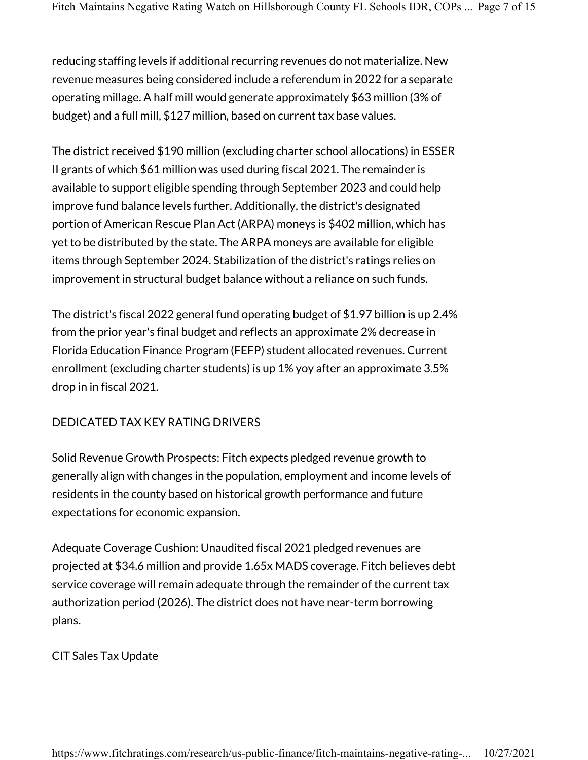reducing staffing levels if additional recurring revenues do not materialize. New revenue measures being considered include a referendum in 2022 for a separate operating millage. A half mill would generate approximately $63 million (3% of budget) and a full mill, $127 million, based on current tax base values.

The district received $190 million (excluding charter school allocations) in ESSER II grants of which $61 million was used during fiscal 2021. The remainder is available to support eligible spending through September 2023 and could help improve fund balance levels further. Additionally, the district's designated portion of American Rescue Plan Act (ARPA) moneys is $402 million, which has yet to be distributed by the state. The ARPA moneys are available for eligible items through September 2024. Stabilization of the district's ratings relies on improvement in structural budget balance without a reliance on such funds.

The district's fiscal 2022 general fund operating budget of $1.97 billion is up 2.4% from the prior year's final budget and reflects an approximate 2% decrease in Florida Education Finance Program (FEFP) student allocated revenues. Current enrollment (excluding charter students) is up 1% yoy after an approximate 3.5% drop in in fiscal 2021.

DEDICATED TAX KEY RATING DRIVERS

Solid Revenue Growth Prospects: Fitch expects pledged revenue growth to generally align with changes in the population, employment and income levels of residents in the county based on historical growth performance and future expectations for economic expansion.

Adequate Coverage Cushion: Unaudited fiscal 2021 pledged revenues are projected at $34.6 million and provide 1.65x MADS coverage. Fitch believes debt service coverage will remain adequate through the remainder of the current tax authorization period (2026). The district does not have near-term borrowing plans.

CIT Sales Tax Update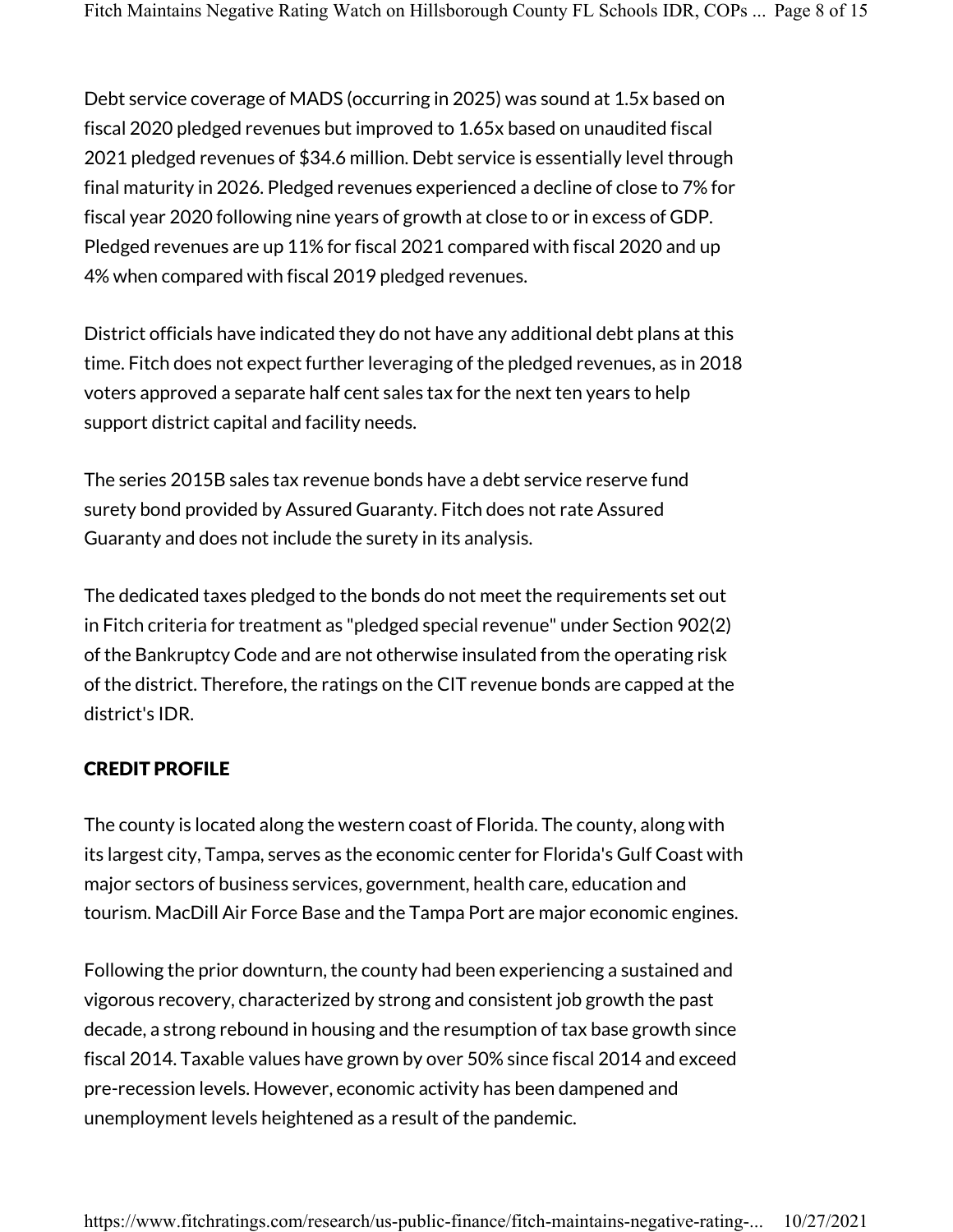Debt service coverage of MADS (occurring in 2025) was sound at 1.5x based on fiscal 2020 pledged revenues but improved to 1.65x based on unaudited fiscal 2021 pledged revenues of $34.6 million. Debt service is essentially level through final maturity in 2026. Pledged revenues experienced a decline of close to 7% for fiscal year 2020 following nine years of growth at close to or in excess of GDP. Pledged revenues are up 11% for fiscal 2021 compared with fiscal 2020 and up 4% when compared with fiscal 2019 pledged revenues.

District officials have indicated they do not have any additional debt plans at this time. Fitch does not expect further leveraging of the pledged revenues, as in 2018 voters approved a separate half cent sales tax for the next ten years to help support district capital and facility needs.

The series 2015B sales tax revenue bonds have a debt service reserve fund surety bond provided by Assured Guaranty. Fitch does not rate Assured Guaranty and does not include the surety in its analysis.

The dedicated taxes pledged to the bonds do not meet the requirements set out in Fitch criteria for treatment as "pledged special revenue" under Section 902(2) of the Bankruptcy Code and are not otherwise insulated from the operating risk of the district. Therefore, the ratings on the CIT revenue bonds are capped at the district's IDR.

## CREDIT PROFILE

The county is located along the western coast of Florida. The county, along with its largest city, Tampa, serves as the economic center for Florida's Gulf Coast with major sectors of business services, government, health care, education and tourism. MacDill Air Force Base and the Tampa Port are major economic engines.

Following the prior downturn, the county had been experiencing a sustained and vigorous recovery, characterized by strong and consistent job growth the past decade, a strong rebound in housing and the resumption of tax base growth since fiscal 2014. Taxable values have grown by over 50% since fiscal 2014 and exceed pre-recession levels. However, economic activity has been dampened and unemployment levels heightened as a result of the pandemic.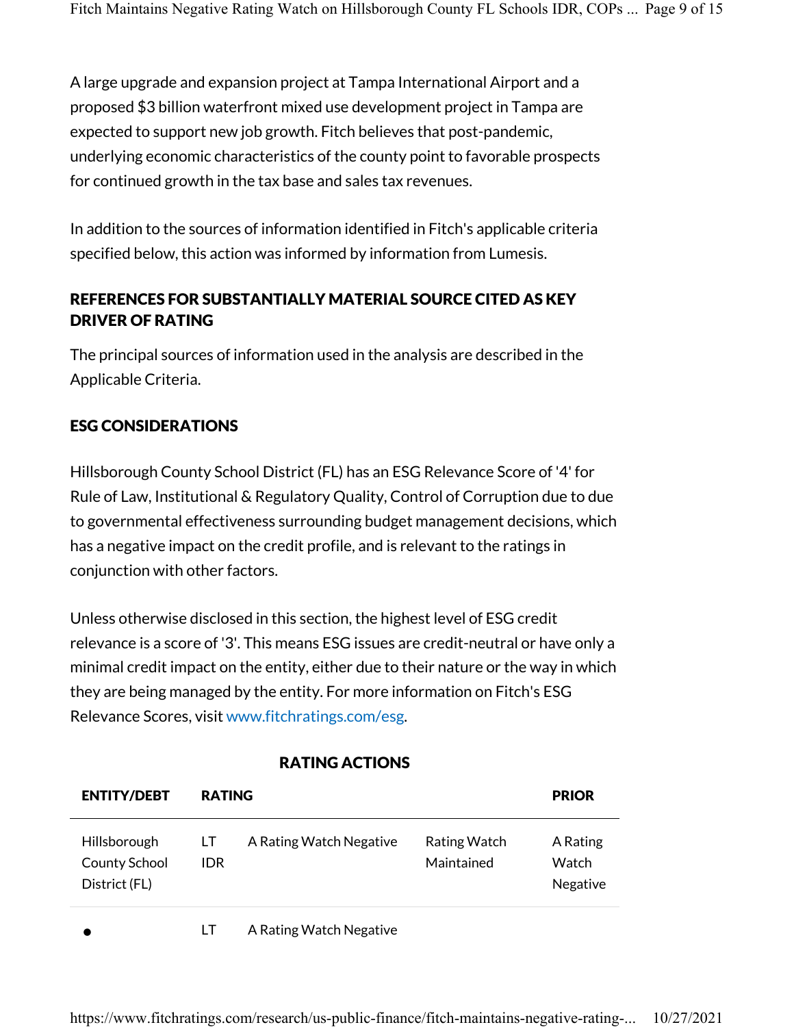A large upgrade and expansion project at Tampa International Airport and a proposed $3 billion waterfront mixed use development project in Tampa are expected to support new job growth. Fitch believes that post-pandemic, underlying economic characteristics of the county point to favorable prospects for continued growth in the tax base and sales tax revenues.

In addition to the sources of information identified in Fitch's applicable criteria specified below, this action was informed by information from Lumesis.

## REFERENCES FOR SUBSTANTIALLY MATERIAL SOURCE CITED AS KEY DRIVER OF RATING

The principal sources of information used in the analysis are described in the Applicable Criteria.

## ESG CONSIDERATIONS

Hillsborough County School District (FL) has an ESG Relevance Score of '4' for Rule of Law, Institutional & Regulatory Quality, Control of Corruption due to due to governmental effectiveness surrounding budget management decisions, which has a negative impact on the credit profile, and is relevant to the ratings in conjunction with other factors.

Unless otherwise disclosed in this section, the highest level of ESG credit relevance is a score of '3'. This means ESG issues are credit-neutral or have only a minimal credit impact on the entity, either due to their nature or the way in which they are being managed by the entity. For more information on Fitch's ESG Relevance Scores, visit www.fitchratings.com/esg.

## RATING ACTIONS

| ENTITY/DEBT | RATING | | | PRIOR |
|---|---|---|---|---|
| Hillsborough County School District (FL) | LT IDR | A Rating Watch Negative | Rating Watch Maintained | A Rating Watch Negative |
| • | LT | A Rating Watch Negative | | |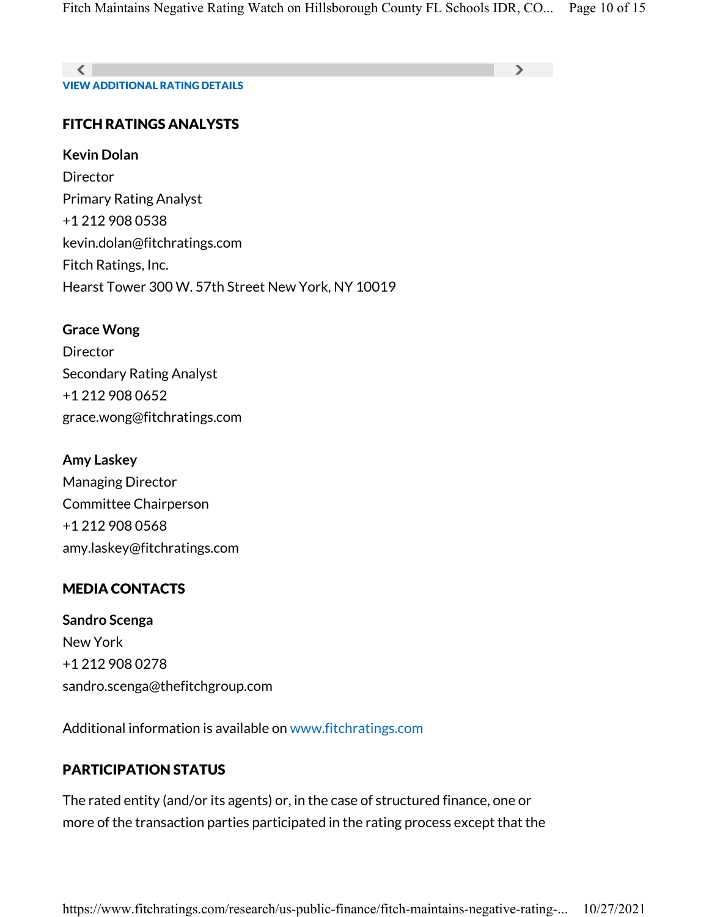**VIEW ADDITIONAL RATING DETAILS**

## FITCH RATINGS ANALYSTS

**Kevin Dolan**
Director
Primary Rating Analyst
+1 212 908 0538
kevin.dolan@fitchratings.com
Fitch Ratings, Inc.
Hearst Tower 300 W. 57th Street New York, NY 10019

**Grace Wong**
Director
Secondary Rating Analyst
+1 212 908 0652
grace.wong@fitchratings.com

**Amy Laskey**
Managing Director
Committee Chairperson
+1 212 908 0568
amy.laskey@fitchratings.com

## MEDIA CONTACTS

**Sandro Scenga**
New York
+1 212 908 0278
sandro.scenga@thefitchgroup.com

Additional information is available on www.fitchratings.com

## PARTICIPATION STATUS

The rated entity (and/or its agents) or, in the case of structured finance, one or more of the transaction parties participated in the rating process except that the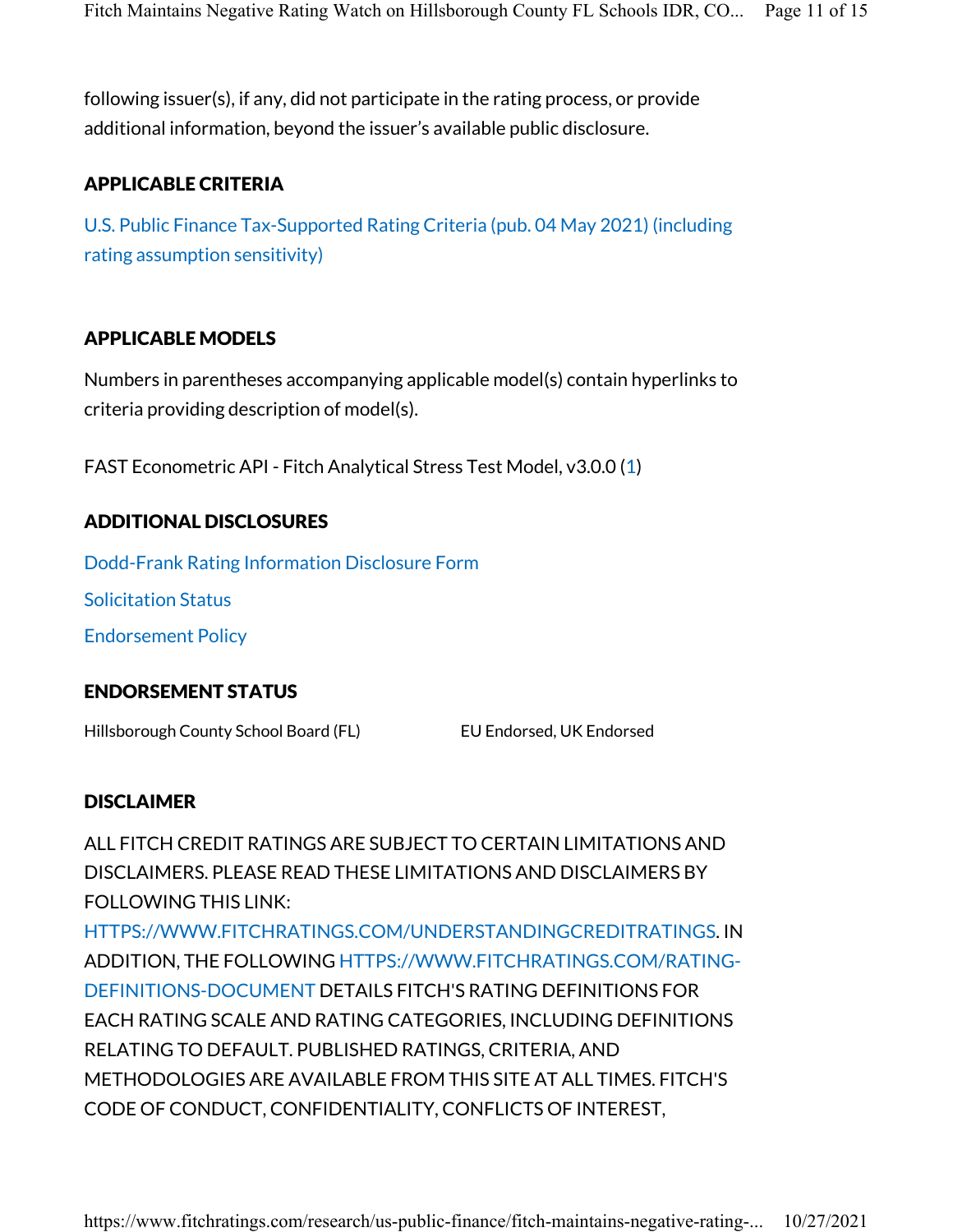following issuer(s), if any, did not participate in the rating process, or provide additional information, beyond the issuer's available public disclosure.

## APPLICABLE CRITERIA

U.S. Public Finance Tax-Supported Rating Criteria (pub. 04 May 2021) (including rating assumption sensitivity)

## APPLICABLE MODELS

Numbers in parentheses accompanying applicable model(s) contain hyperlinks to criteria providing description of model(s).

FAST Econometric API - Fitch Analytical Stress Test Model, v3.0.0 (1)

## ADDITIONAL DISCLOSURES

Dodd-Frank Rating Information Disclosure Form

Solicitation Status

Endorsement Policy

## ENDORSEMENT STATUS

| Hillsborough County School Board (FL) | EU Endorsed, UK Endorsed |
|---|---|

## DISCLAIMER

ALL FITCH CREDIT RATINGS ARE SUBJECT TO CERTAIN LIMITATIONS AND DISCLAIMERS. PLEASE READ THESE LIMITATIONS AND DISCLAIMERS BY FOLLOWING THIS LINK: HTTPS://WWW.FITCHRATINGS.COM/UNDERSTANDINGCREDITRATINGS. IN ADDITION, THE FOLLOWING HTTPS://WWW.FITCHRATINGS.COM/RATING-DEFINITIONS-DOCUMENT DETAILS FITCH'S RATING DEFINITIONS FOR EACH RATING SCALE AND RATING CATEGORIES, INCLUDING DEFINITIONS RELATING TO DEFAULT. PUBLISHED RATINGS, CRITERIA, AND METHODOLOGIES ARE AVAILABLE FROM THIS SITE AT ALL TIMES. FITCH'S CODE OF CONDUCT, CONFIDENTIALITY, CONFLICTS OF INTEREST,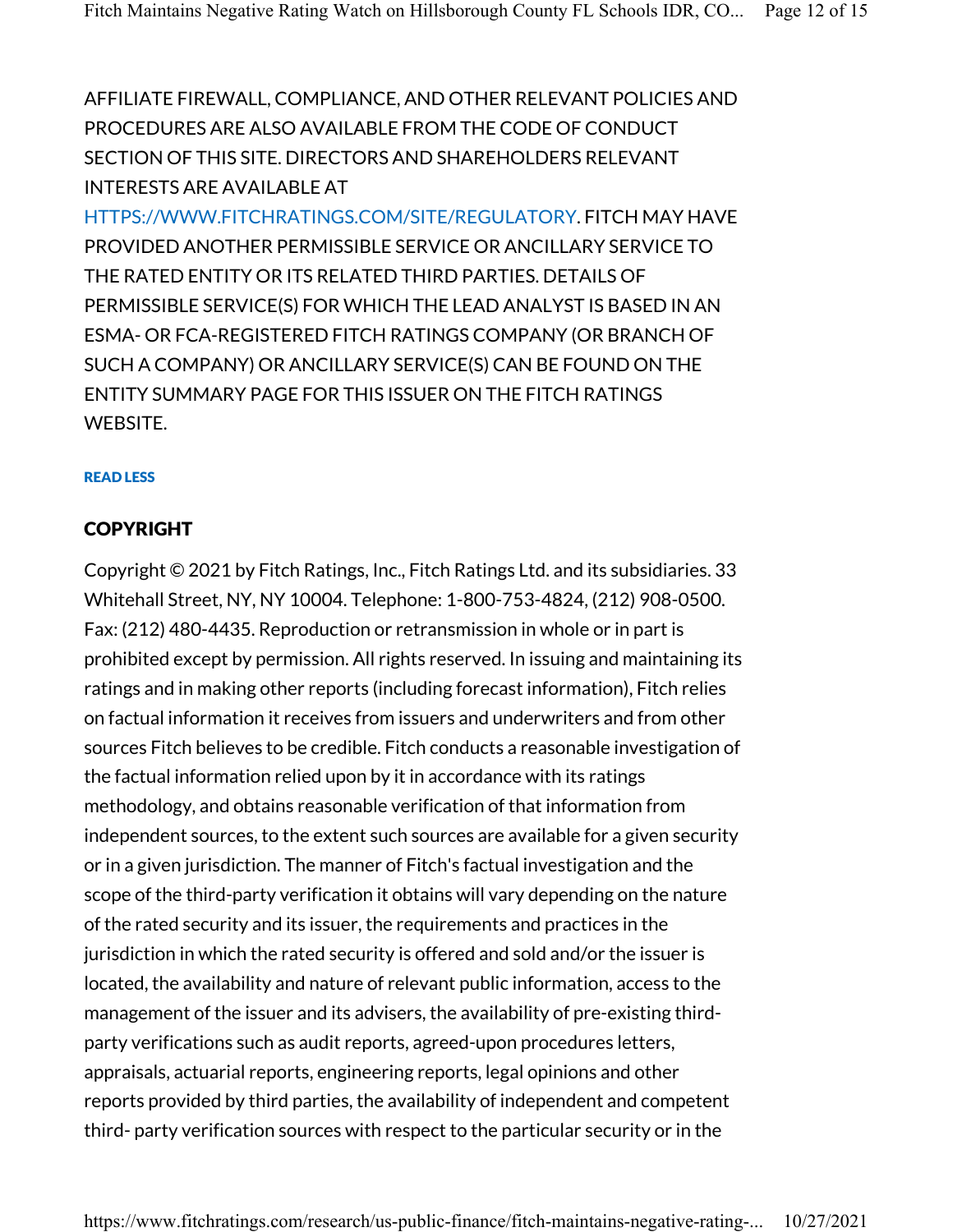AFFILIATE FIREWALL, COMPLIANCE, AND OTHER RELEVANT POLICIES AND PROCEDURES ARE ALSO AVAILABLE FROM THE CODE OF CONDUCT SECTION OF THIS SITE. DIRECTORS AND SHAREHOLDERS RELEVANT INTERESTS ARE AVAILABLE AT HTTPS://WWW.FITCHRATINGS.COM/SITE/REGULATORY. FITCH MAY HAVE PROVIDED ANOTHER PERMISSIBLE SERVICE OR ANCILLARY SERVICE TO THE RATED ENTITY OR ITS RELATED THIRD PARTIES. DETAILS OF PERMISSIBLE SERVICE(S) FOR WHICH THE LEAD ANALYST IS BASED IN AN ESMA- OR FCA-REGISTERED FITCH RATINGS COMPANY (OR BRANCH OF SUCH A COMPANY) OR ANCILLARY SERVICE(S) CAN BE FOUND ON THE ENTITY SUMMARY PAGE FOR THIS ISSUER ON THE FITCH RATINGS WEBSITE.

**READ LESS**

## COPYRIGHT

Copyright © 2021 by Fitch Ratings, Inc., Fitch Ratings Ltd. and its subsidiaries. 33 Whitehall Street, NY, NY 10004. Telephone: 1-800-753-4824, (212) 908-0500. Fax: (212) 480-4435. Reproduction or retransmission in whole or in part is prohibited except by permission. All rights reserved. In issuing and maintaining its ratings and in making other reports (including forecast information), Fitch relies on factual information it receives from issuers and underwriters and from other sources Fitch believes to be credible. Fitch conducts a reasonable investigation of the factual information relied upon by it in accordance with its ratings methodology, and obtains reasonable verification of that information from independent sources, to the extent such sources are available for a given security or in a given jurisdiction. The manner of Fitch's factual investigation and the scope of the third-party verification it obtains will vary depending on the nature of the rated security and its issuer, the requirements and practices in the jurisdiction in which the rated security is offered and sold and/or the issuer is located, the availability and nature of relevant public information, access to the management of the issuer and its advisers, the availability of pre-existing third-party verifications such as audit reports, agreed-upon procedures letters, appraisals, actuarial reports, engineering reports, legal opinions and other reports provided by third parties, the availability of independent and competent third- party verification sources with respect to the particular security or in the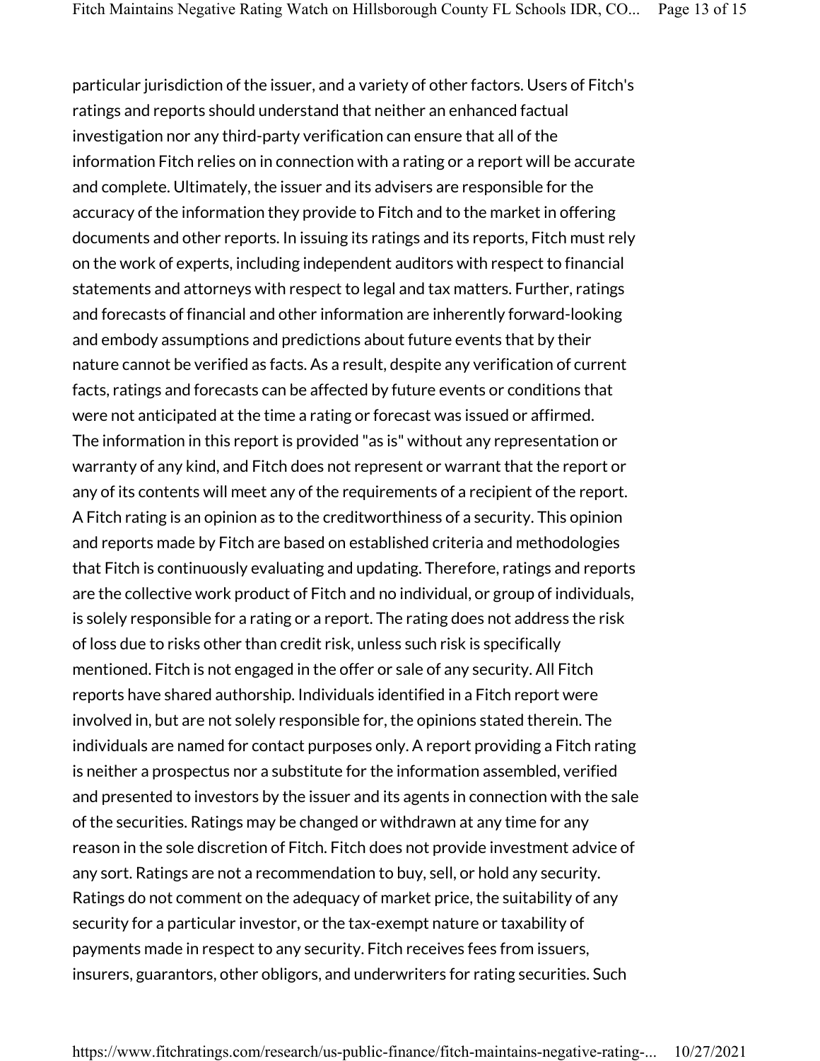particular jurisdiction of the issuer, and a variety of other factors. Users of Fitch's ratings and reports should understand that neither an enhanced factual investigation nor any third-party verification can ensure that all of the information Fitch relies on in connection with a rating or a report will be accurate and complete. Ultimately, the issuer and its advisers are responsible for the accuracy of the information they provide to Fitch and to the market in offering documents and other reports. In issuing its ratings and its reports, Fitch must rely on the work of experts, including independent auditors with respect to financial statements and attorneys with respect to legal and tax matters. Further, ratings and forecasts of financial and other information are inherently forward-looking and embody assumptions and predictions about future events that by their nature cannot be verified as facts. As a result, despite any verification of current facts, ratings and forecasts can be affected by future events or conditions that were not anticipated at the time a rating or forecast was issued or affirmed. The information in this report is provided "as is" without any representation or warranty of any kind, and Fitch does not represent or warrant that the report or any of its contents will meet any of the requirements of a recipient of the report. A Fitch rating is an opinion as to the creditworthiness of a security. This opinion and reports made by Fitch are based on established criteria and methodologies that Fitch is continuously evaluating and updating. Therefore, ratings and reports are the collective work product of Fitch and no individual, or group of individuals, is solely responsible for a rating or a report. The rating does not address the risk of loss due to risks other than credit risk, unless such risk is specifically mentioned. Fitch is not engaged in the offer or sale of any security. All Fitch reports have shared authorship. Individuals identified in a Fitch report were involved in, but are not solely responsible for, the opinions stated therein. The individuals are named for contact purposes only. A report providing a Fitch rating is neither a prospectus nor a substitute for the information assembled, verified and presented to investors by the issuer and its agents in connection with the sale of the securities. Ratings may be changed or withdrawn at any time for any reason in the sole discretion of Fitch. Fitch does not provide investment advice of any sort. Ratings are not a recommendation to buy, sell, or hold any security. Ratings do not comment on the adequacy of market price, the suitability of any security for a particular investor, or the tax-exempt nature or taxability of payments made in respect to any security. Fitch receives fees from issuers, insurers, guarantors, other obligors, and underwriters for rating securities. Such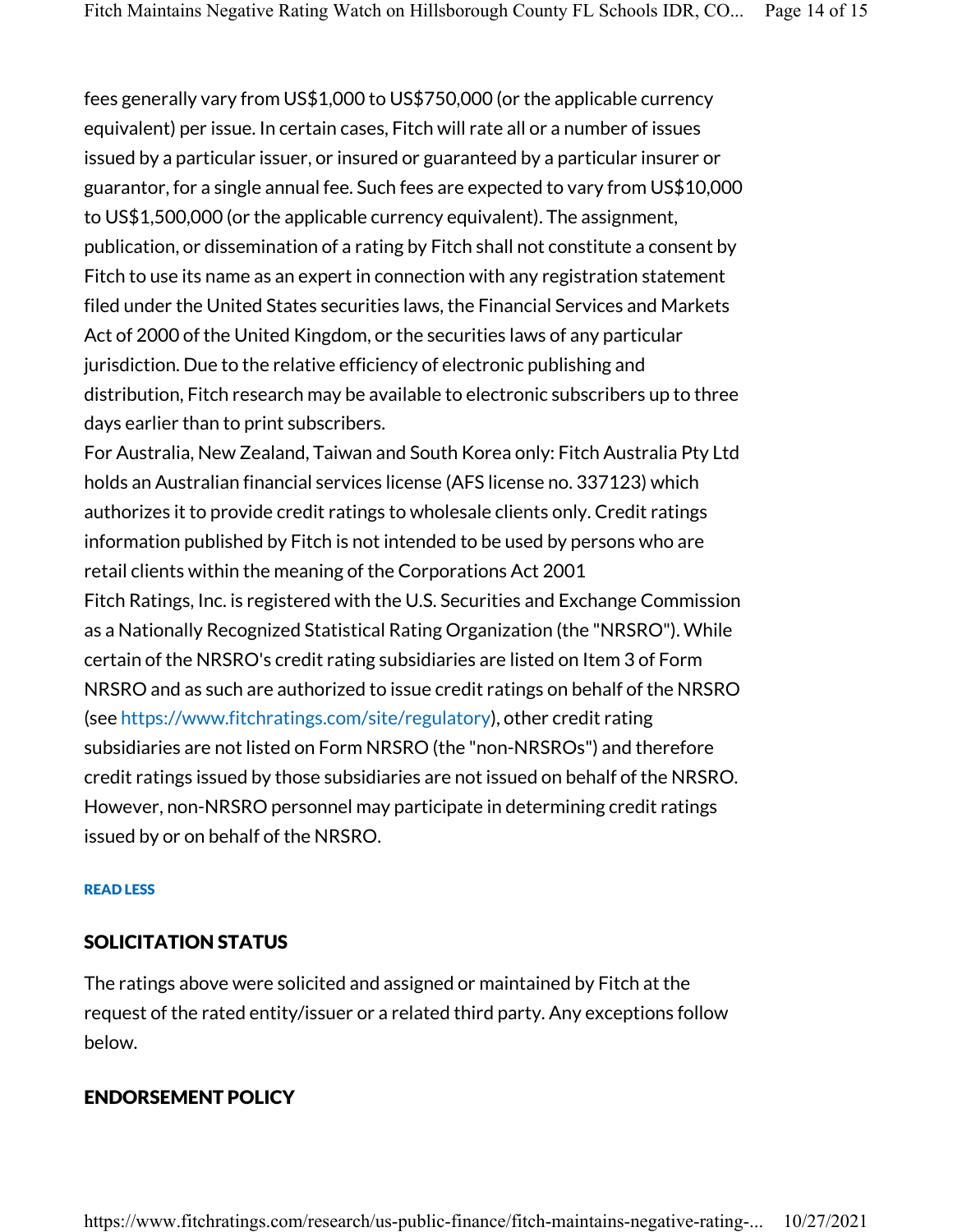fees generally vary from US$1,000 to US$750,000 (or the applicable currency equivalent) per issue. In certain cases, Fitch will rate all or a number of issues issued by a particular issuer, or insured or guaranteed by a particular insurer or guarantor, for a single annual fee. Such fees are expected to vary from US$10,000 to US$1,500,000 (or the applicable currency equivalent). The assignment, publication, or dissemination of a rating by Fitch shall not constitute a consent by Fitch to use its name as an expert in connection with any registration statement filed under the United States securities laws, the Financial Services and Markets Act of 2000 of the United Kingdom, or the securities laws of any particular jurisdiction. Due to the relative efficiency of electronic publishing and distribution, Fitch research may be available to electronic subscribers up to three days earlier than to print subscribers.

For Australia, New Zealand, Taiwan and South Korea only: Fitch Australia Pty Ltd holds an Australian financial services license (AFS license no. 337123) which authorizes it to provide credit ratings to wholesale clients only. Credit ratings information published by Fitch is not intended to be used by persons who are retail clients within the meaning of the Corporations Act 2001

Fitch Ratings, Inc. is registered with the U.S. Securities and Exchange Commission as a Nationally Recognized Statistical Rating Organization (the "NRSRO"). While certain of the NRSRO's credit rating subsidiaries are listed on Item 3 of Form NRSRO and as such are authorized to issue credit ratings on behalf of the NRSRO (see https://www.fitchratings.com/site/regulatory), other credit rating subsidiaries are not listed on Form NRSRO (the "non-NRSROs") and therefore credit ratings issued by those subsidiaries are not issued on behalf of the NRSRO. However, non-NRSRO personnel may participate in determining credit ratings issued by or on behalf of the NRSRO.

**READ LESS**

## SOLICITATION STATUS

The ratings above were solicited and assigned or maintained by Fitch at the request of the rated entity/issuer or a related third party. Any exceptions follow below.

## ENDORSEMENT POLICY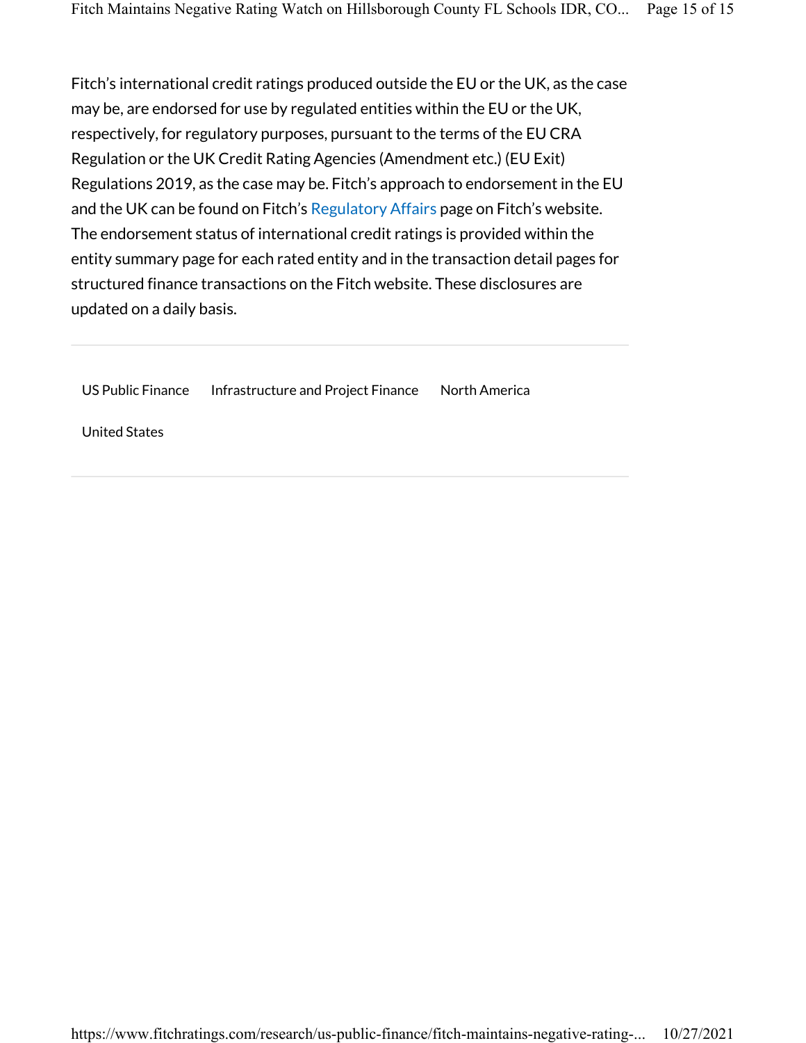Fitch's international credit ratings produced outside the EU or the UK, as the case may be, are endorsed for use by regulated entities within the EU or the UK, respectively, for regulatory purposes, pursuant to the terms of the EU CRA Regulation or the UK Credit Rating Agencies (Amendment etc.) (EU Exit) Regulations 2019, as the case may be. Fitch's approach to endorsement in the EU and the UK can be found on Fitch's Regulatory Affairs page on Fitch's website. The endorsement status of international credit ratings is provided within the entity summary page for each rated entity and in the transaction detail pages for structured finance transactions on the Fitch website. These disclosures are updated on a daily basis.

---

US Public Finance | Infrastructure and Project Finance | North America

United States

---